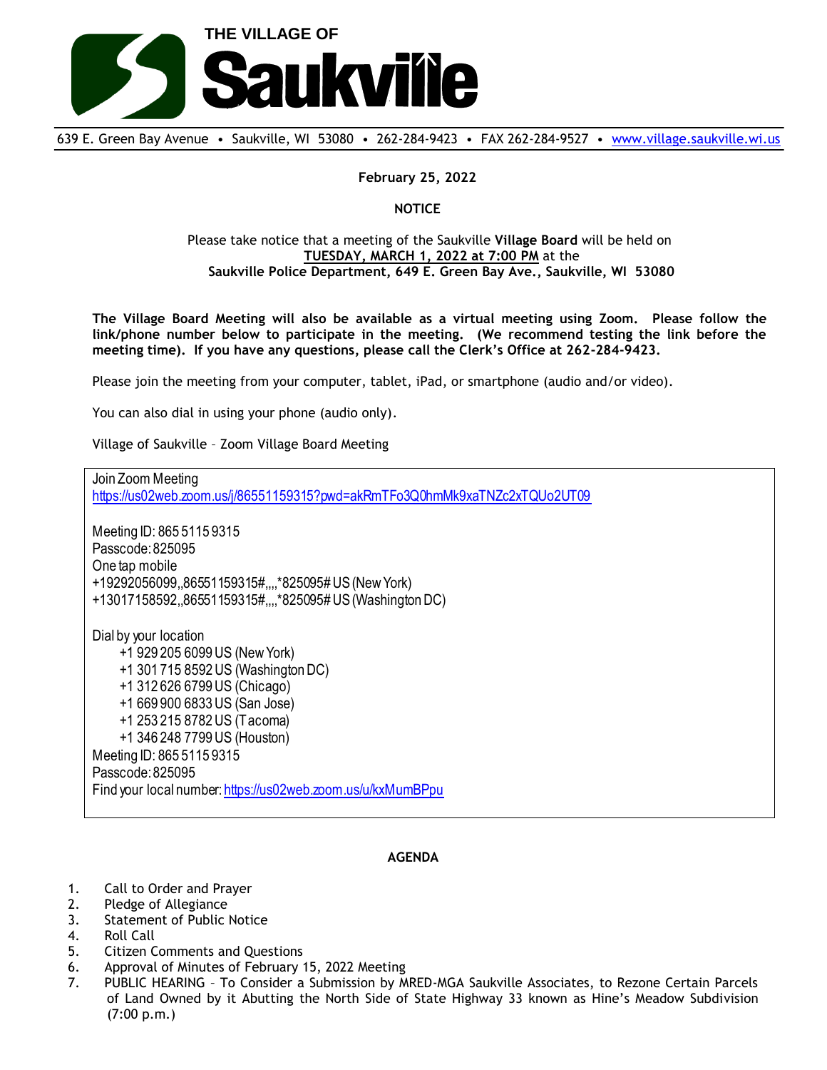# THE VILLAGE OF Saukville

639 E. Green Bay Avenue • Saukville, WI 53080 • 262-284-9423 • FAX 262-284-9527 • [www.village.saukville.wi.us](http://www.village.saukville.wi.us)

**February 25, 2022**

**NOTICE**

Please take notice that a meeting of the Saukville **Village Board** will be held on **TUESDAY, MARCH 1, 2022 at 7:00 PM** at the **Saukville Police Department, 649 E. Green Bay Ave., Saukville, WI 53080**

**The Village Board Meeting will also be available as a virtual meeting using Zoom. Please follow the link/phone number below to participate in the meeting. (We recommend testing the link before the meeting time). If you have any questions, please call the Clerk's Office at 262-284-9423.**

Please join the meeting from your computer, tablet, iPad, or smartphone (audio and/or video).

You can also dial in using your phone (audio only).

Village of Saukville – Zoom Village Board Meeting

Join Zoom Meeting
https://us02web.zoom.us/j/86551159315?pwd=akRmTFo3Q0hmMk9xaTNZc2xTQUo2UT09

Meeting ID: 865 5115 9315
Passcode: 825095
One tap mobile
+19292056099,,86551159315#,,,,*825095# US (New York)
+13017158592,,86551159315#,,,,*825095# US (Washington DC)

Dial by your location
- +1 929 205 6099 US (New York)
- +1 301 715 8592 US (Washington DC)
- +1 312 626 6799 US (Chicago)
- +1 669 900 6833 US (San Jose)
- +1 253 215 8782 US (Tacoma)
- +1 346 248 7799 US (Houston)

Meeting ID: 865 5115 9315
Passcode: 825095
Find your local number: https://us02web.zoom.us/u/kxMumBPpu

**AGENDA**

1. Call to Order and Prayer
2. Pledge of Allegiance
3. Statement of Public Notice
4. Roll Call
5. Citizen Comments and Questions
6. Approval of Minutes of February 15, 2022 Meeting
7. PUBLIC HEARING – To Consider a Submission by MRED-MGA Saukville Associates, to Rezone Certain Parcels of Land Owned by it Abutting the North Side of State Highway 33 known as Hine's Meadow Subdivision (7:00 p.m.)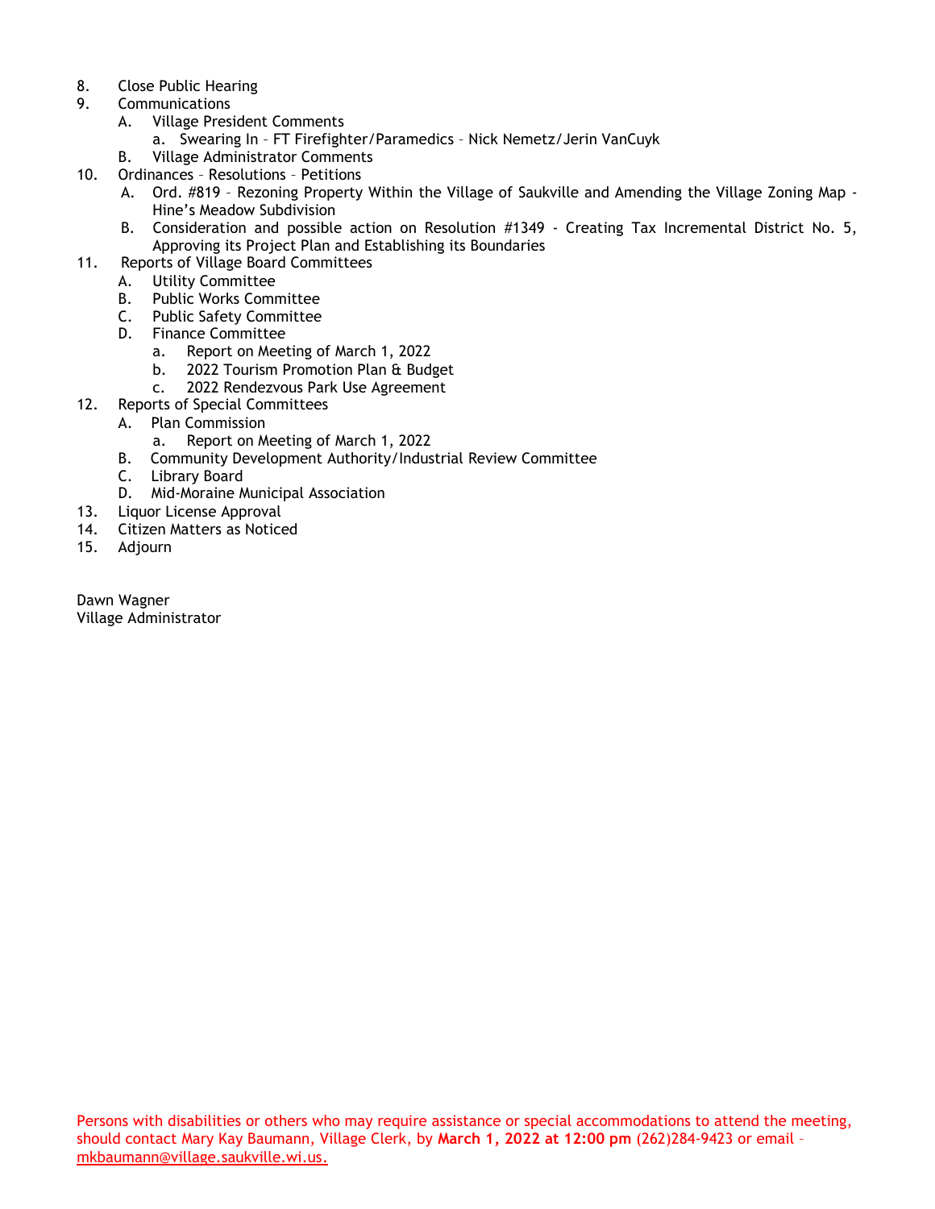8. Close Public Hearing
9. Communications
   A. Village President Comments
      a. Swearing In – FT Firefighter/Paramedics – Nick Nemetz/Jerin VanCuyk
   B. Village Administrator Comments
10. Ordinances – Resolutions – Petitions
    A. Ord. #819 – Rezoning Property Within the Village of Saukville and Amending the Village Zoning Map - Hine's Meadow Subdivision
    B. Consideration and possible action on Resolution #1349 - Creating Tax Incremental District No. 5, Approving its Project Plan and Establishing its Boundaries
11. Reports of Village Board Committees
    A. Utility Committee
    B. Public Works Committee
    C. Public Safety Committee
    D. Finance Committee
       a. Report on Meeting of March 1, 2022
       b. 2022 Tourism Promotion Plan & Budget
       c. 2022 Rendezvous Park Use Agreement
12. Reports of Special Committees
    A. Plan Commission
       a. Report on Meeting of March 1, 2022
    B. Community Development Authority/Industrial Review Committee
    C. Library Board
    D. Mid-Moraine Municipal Association
13. Liquor License Approval
14. Citizen Matters as Noticed
15. Adjourn

Dawn Wagner
Village Administrator

Persons with disabilities or others who may require assistance or special accommodations to attend the meeting, should contact Mary Kay Baumann, Village Clerk, by **March 1, 2022 at 12:00 pm** (262)284-9423 or email – mkbaumann@village.saukville.wi.us.